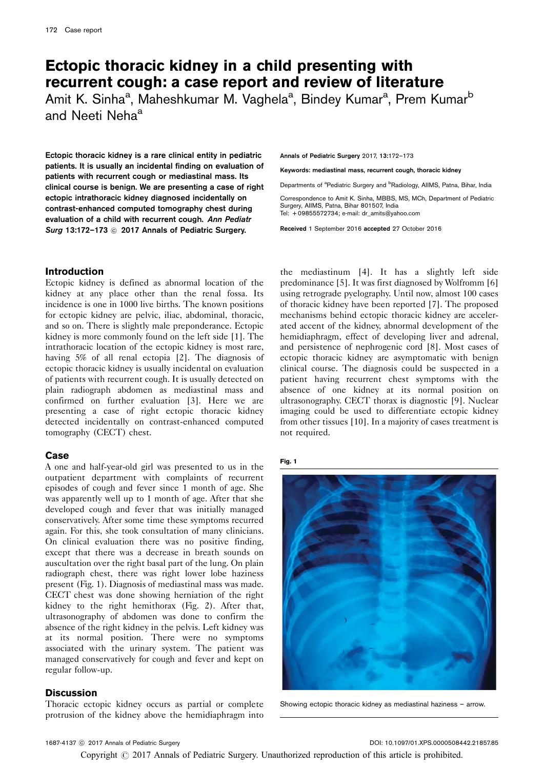# Ectopic thoracic kidney in a child presenting with recurrent cough: a case report and review of literature

Amit K. Sinha[a], Maheshkumar M. Vaghela[a], Bindey Kumar[a], Prem Kumar[b] and Neeti Neha[a]

**Ectopic thoracic kidney is a rare clinical entity in pediatric patients. It is usually an incidental finding on evaluation of patients with recurrent cough or mediastinal mass. Its clinical course is benign. We are presenting a case of right ectopic intrathoracic kidney diagnosed incidentally on contrast-enhanced computed tomography chest during evaluation of a child with recurrent cough. *Ann Pediatr Surg* 13:172–173 © 2017 Annals of Pediatric Surgery.**

Annals of Pediatric Surgery 2017, 13:172–173

Keywords: mediastinal mass, recurrent cough, thoracic kidney

Departments of [a]Pediatric Surgery and [b]Radiology, AIIMS, Patna, Bihar, India

Correspondence to Amit K. Sinha, MBBS, MS, MCh, Department of Pediatric Surgery, AIIMS, Patna, Bihar 801507, India
Tel: +09855572734; e-mail: dr_amits@yahoo.com

Received 1 September 2016 accepted 27 October 2016

## Introduction

Ectopic kidney is defined as abnormal location of the kidney at any place other than the renal fossa. Its incidence is one in 1000 live births. The known positions for ectopic kidney are pelvic, iliac, abdominal, thoracic, and so on. There is slightly male preponderance. Ectopic kidney is more commonly found on the left side [1]. The intrathoracic location of the ectopic kidney is most rare, having 5% of all renal ectopia [2]. The diagnosis of ectopic thoracic kidney is usually incidental on evaluation of patients with recurrent cough. It is usually detected on plain radiograph abdomen as mediastinal mass and confirmed on further evaluation [3]. Here we are presenting a case of right ectopic thoracic kidney detected incidentally on contrast-enhanced computed tomography (CECT) chest.

## Case

A one and half-year-old girl was presented to us in the outpatient department with complaints of recurrent episodes of cough and fever since 1 month of age. She was apparently well up to 1 month of age. After that she developed cough and fever that was initially managed conservatively. After some time these symptoms recurred again. For this, she took consultation of many clinicians. On clinical evaluation there was no positive finding, except that there was a decrease in breath sounds on auscultation over the right basal part of the lung. On plain radiograph chest, there was right lower lobe haziness present (Fig. 1). Diagnosis of mediastinal mass was made. CECT chest was done showing herniation of the right kidney to the right hemithorax (Fig. 2). After that, ultrasonography of abdomen was done to confirm the absence of the right kidney in the pelvis. Left kidney was at its normal position. There were no symptoms associated with the urinary system. The patient was managed conservatively for cough and fever and kept on regular follow-up.

## Discussion

Thoracic ectopic kidney occurs as partial or complete protrusion of the kidney above the hemidiaphragm into the mediastinum [4]. It has a slightly left side predominance [5]. It was first diagnosed by Wolfromm [6] using retrograde pyelography. Until now, almost 100 cases of thoracic kidney have been reported [7]. The proposed mechanisms behind ectopic thoracic kidney are accelerated accent of the kidney, abnormal development of the hemidiaphragm, effect of developing liver and adrenal, and persistence of nephrogenic cord [8]. Most cases of ectopic thoracic kidney are asymptomatic with benign clinical course. The diagnosis could be suspected in a patient having recurrent chest symptoms with the absence of one kidney at its normal position on ultrasonography. CECT thorax is diagnostic [9]. Nuclear imaging could be used to differentiate ectopic kidney from other tissues [10]. In a majority of cases treatment is not required.

**Fig. 1**

Showing ectopic thoracic kidney as mediastinal haziness – arrow.

1687-4137 © 2017 Annals of Pediatric Surgery DOI: 10.1097/01.XPS.0000508442.21857.85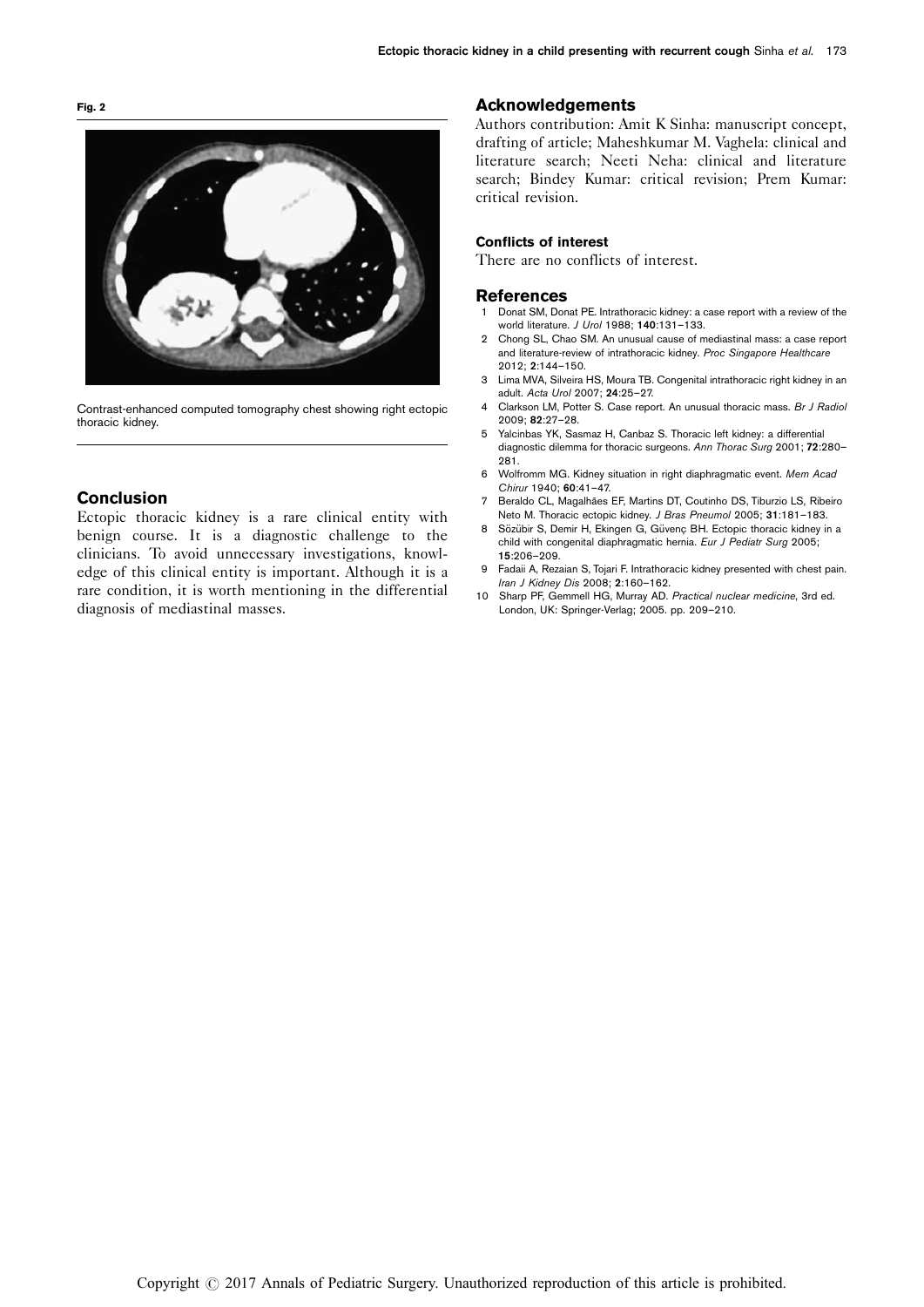Fig. 2

Contrast-enhanced computed tomography chest showing right ectopic thoracic kidney.

## Conclusion

Ectopic thoracic kidney is a rare clinical entity with benign course. It is a diagnostic challenge to the clinicians. To avoid unnecessary investigations, knowledge of this clinical entity is important. Although it is a rare condition, it is worth mentioning in the differential diagnosis of mediastinal masses.

## Acknowledgements

Authors contribution: Amit K Sinha: manuscript concept, drafting of article; Maheshkumar M. Vaghela: clinical and literature search; Neeti Neha: clinical and literature search; Bindey Kumar: critical revision; Prem Kumar: critical revision.

### Conflicts of interest

There are no conflicts of interest.

## References

1. Donat SM, Donat PE. Intrathoracic kidney: a case report with a review of the world literature. *J Urol* 1988; **140**:131–133.
2. Chong SL, Chao SM. An unusual cause of mediastinal mass: a case report and literature-review of intrathoracic kidney. *Proc Singapore Healthcare* 2012; **2**:144–150.
3. Lima MVA, Silveira HS, Moura TB. Congenital intrathoracic right kidney in an adult. *Acta Urol* 2007; **24**:25–27.
4. Clarkson LM, Potter S. Case report. An unusual thoracic mass. *Br J Radiol* 2009; **82**:27–28.
5. Yalcinbas YK, Sasmaz H, Canbaz S. Thoracic left kidney: a differential diagnostic dilemma for thoracic surgeons. *Ann Thorac Surg* 2001; **72**:280–281.
6. Wolfromm MG. Kidney situation in right diaphragmatic event. *Mem Acad Chirur* 1940; **60**:41–47.
7. Beraldo CL, Magalhães EF, Martins DT, Coutinho DS, Tiburzio LS, Ribeiro Neto M. Thoracic ectopic kidney. *J Bras Pneumol* 2005; **31**:181–183.
8. Sözübir S, Demir H, Ekingen G, Güvenç BH. Ectopic thoracic kidney in a child with congenital diaphragmatic hernia. *Eur J Pediatr Surg* 2005; **15**:206–209.
9. Fadaii A, Rezaian S, Tojari F. Intrathoracic kidney presented with chest pain. *Iran J Kidney Dis* 2008; **2**:160–162.
10. Sharp PF, Gemmell HG, Murray AD. *Practical nuclear medicine*, 3rd ed. London, UK: Springer-Verlag; 2005. pp. 209–210.